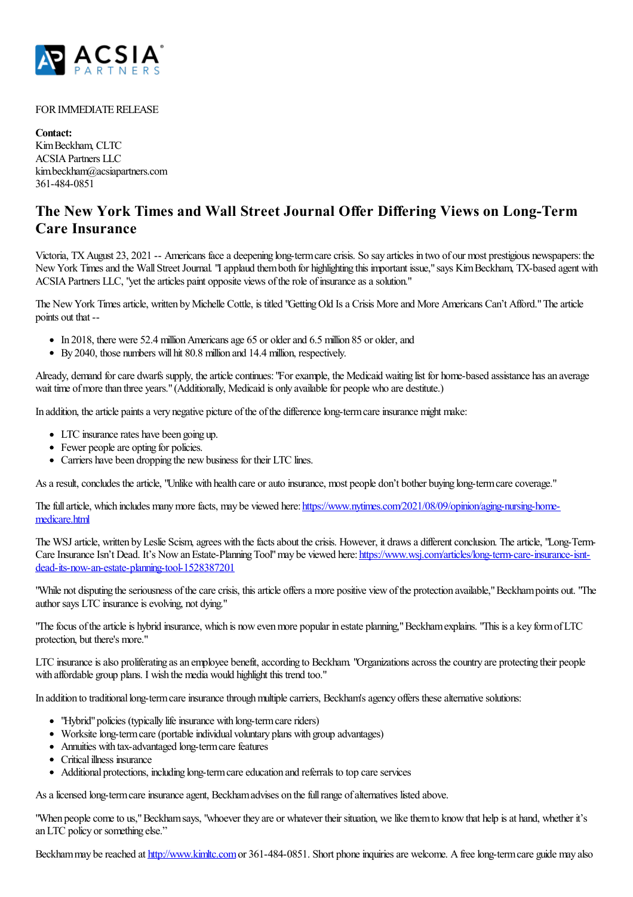FOR IMMEDIATE RELEASE

**Contact:**
Kim Beckham, CLTC
ACSIA Partners LLC
kim.beckham@acsiapartners.com
361-484-0851

## The New York Times and Wall Street Journal Offer Differing Views on Long-Term Care Insurance

Victoria, TX August 23, 2021 -- Americans face a deepening long-term care crisis. So say articles in two of our most prestigious newspapers: the New York Times and the Wall Street Journal. "I applaud them both for highlighting this important issue," says Kim Beckham, TX-based agent with ACSIA Partners LLC, "yet the articles paint opposite views of the role of insurance as a solution."

The New York Times article, written by Michelle Cottle, is titled "Getting Old Is a Crisis More and More Americans Can't Afford." The article points out that --

- In 2018, there were 52.4 million Americans age 65 or older and 6.5 million 85 or older, and
- By 2040, those numbers will hit 80.8 million and 14.4 million, respectively.

Already, demand for care dwarfs supply, the article continues: "For example, the Medicaid waiting list for home-based assistance has an average wait time of more than three years." (Additionally, Medicaid is only available for people who are destitute.)

In addition, the article paints a very negative picture of the of the difference long-term care insurance might make:

- LTC insurance rates have been going up.
- Fewer people are opting for policies.
- Carriers have been dropping the new business for their LTC lines.

As a result, concludes the article, "Unlike with health care or auto insurance, most people don't bother buying long-term care coverage."

The full article, which includes many more facts, may be viewed here: https://www.nytimes.com/2021/08/09/opinion/aging-nursing-home-medicare.html

The WSJ article, written by Leslie Scism, agrees with the facts about the crisis. However, it draws a different conclusion. The article, "Long-Term-Care Insurance Isn't Dead. It's Now an Estate-Planning Tool" may be viewed here: https://www.wsj.com/articles/long-term-care-insurance-isnt-dead-its-now-an-estate-planning-tool-1528387201

"While not disputing the seriousness of the care crisis, this article offers a more positive view of the protection available," Beckham points out. "The author says LTC insurance is evolving, not dying."

"The focus of the article is hybrid insurance, which is now even more popular in estate planning," Beckham explains. "This is a key form of LTC protection, but there's more."

LTC insurance is also proliferating as an employee benefit, according to Beckham. "Organizations across the country are protecting their people with affordable group plans. I wish the media would highlight this trend too."

In addition to traditional long-term care insurance through multiple carriers, Beckham's agency offers these alternative solutions:

- "Hybrid" policies (typically life insurance with long-term care riders)
- Worksite long-term care (portable individual voluntary plans with group advantages)
- Annuities with tax-advantaged long-term care features
- Critical illness insurance
- Additional protections, including long-term care education and referrals to top care services

As a licensed long-term care insurance agent, Beckham advises on the full range of alternatives listed above.

"When people come to us," Beckham says, "whoever they are or whatever their situation, we like them to know that help is at hand, whether it's an LTC policy or something else."

Beckham may be reached at http://www.kimltc.com or 361-484-0851. Short phone inquiries are welcome. A free long-term care guide may also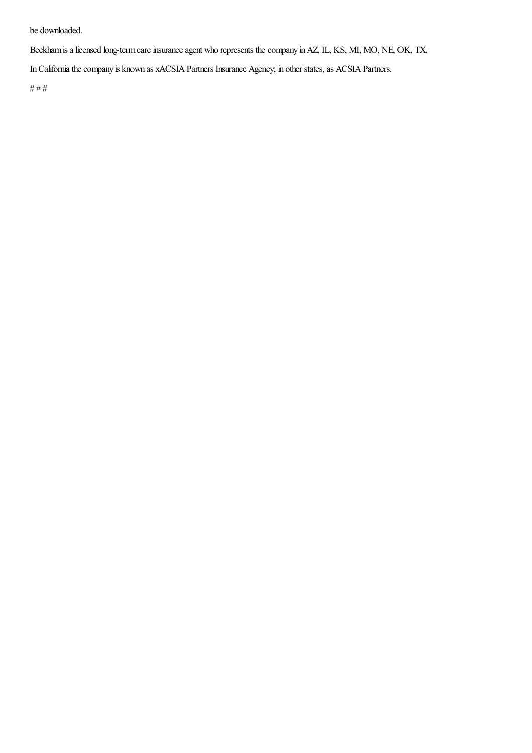be downloaded.

Beckham is a licensed long-term care insurance agent who represents the company in AZ, IL, KS, MI, MO, NE, OK, TX.

In California the company is known as xACSIA Partners Insurance Agency; in other states, as ACSIA Partners.

# # #